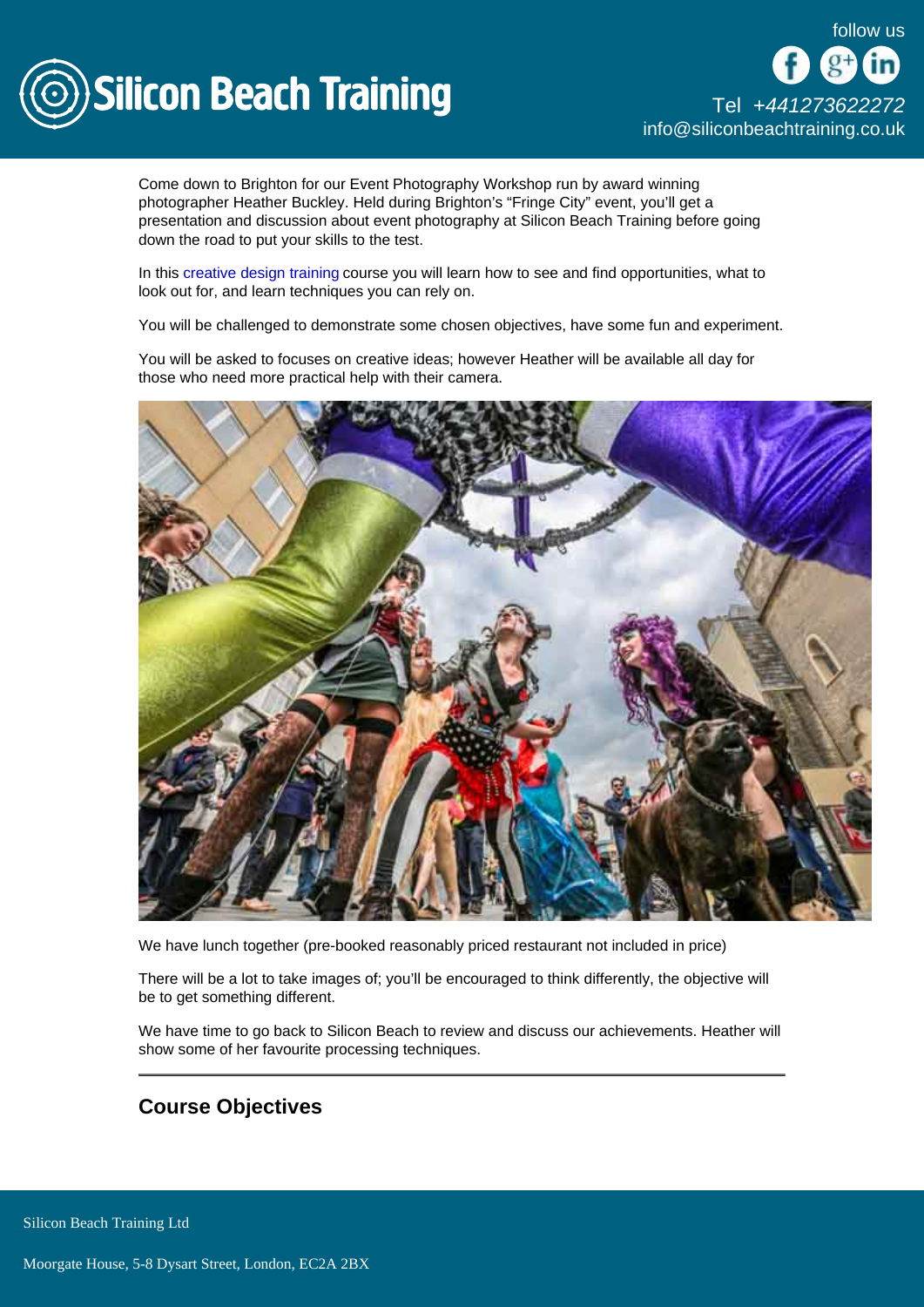Come down to Brighton for our Event Photography Workshop run by award winning photographer Heather Buckley. Held during Brighton's "Fringe City" event, you'll get a presentation and discussion about event photography at Silicon Beach Training before going down the road to put your skills to the test.

In this creative design training course you will learn how to see and find opportunities, what to look out for, and learn techniques you can rely on.

You will be challenged to demonstrate some chosen objectives, have some fun and experiment.

You will be asked to focuses on creative ideas; however Heather will be available all day for those who need more practical help with their camera.

We have lunch together (pre-booked reasonably priced restaurant not included in price)

There will be a lot to take images of; you'll be encouraged to think differently, the objective will be to get something different.

We have time to go back to Silicon Beach to review and discuss our achievements. Heather will show some of her favourite processing techniques.

---

## Course Objectives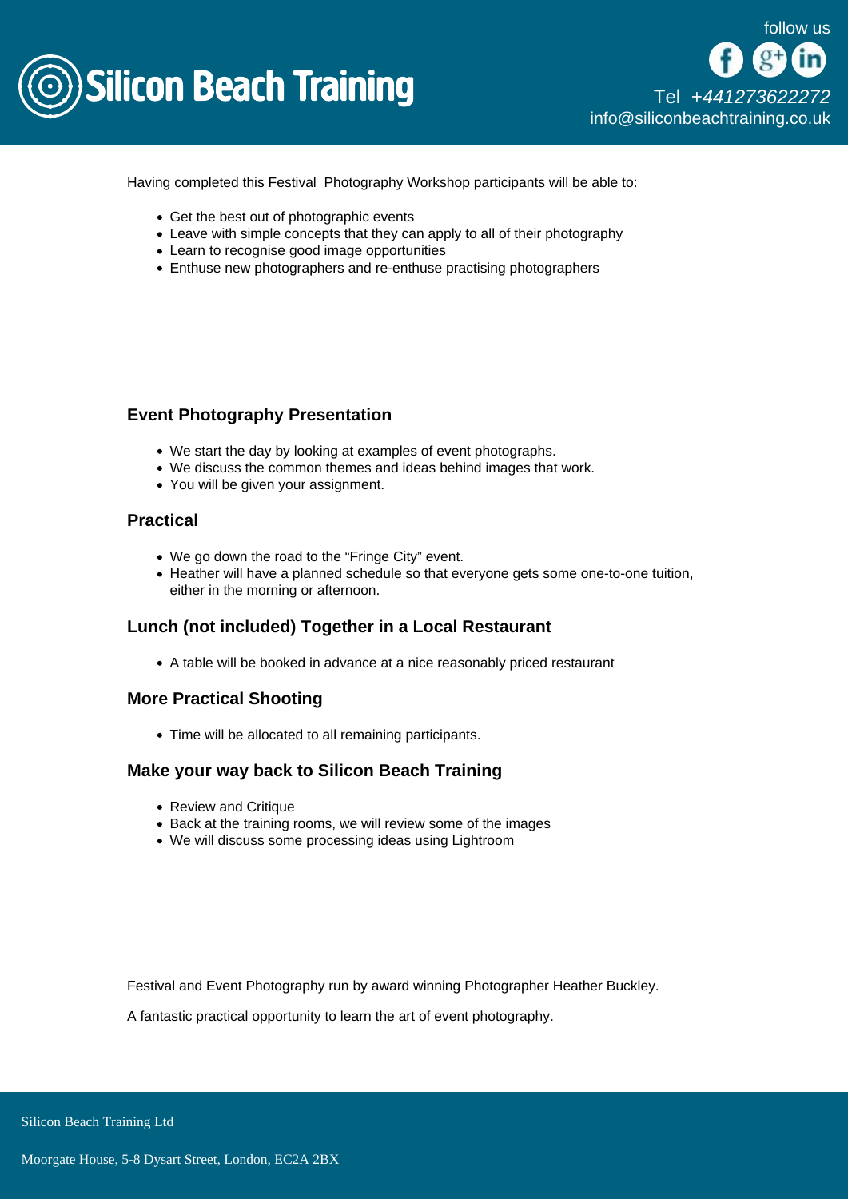Having completed this Festival Photography Workshop participants will be able to:

- Get the best out of photographic events
- Leave with simple concepts that they can apply to all of their photography
- Learn to recognise good image opportunities
- Enthuse new photographers and re-enthuse practising photographers

### Event Photography Presentation

- We start the day by looking at examples of event photographs.
- We discuss the common themes and ideas behind images that work.
- You will be given your assignment.

### Practical

- We go down the road to the "Fringe City" event.
- Heather will have a planned schedule so that everyone gets some one-to-one tuition, either in the morning or afternoon.

### Lunch (not included) Together in a Local Restaurant

- A table will be booked in advance at a nice reasonably priced restaurant

### More Practical Shooting

- Time will be allocated to all remaining participants.

### Make your way back to Silicon Beach Training

- Review and Critique
- Back at the training rooms, we will review some of the images
- We will discuss some processing ideas using Lightroom

Festival and Event Photography run by award winning Photographer Heather Buckley.

A fantastic practical opportunity to learn the art of event photography.